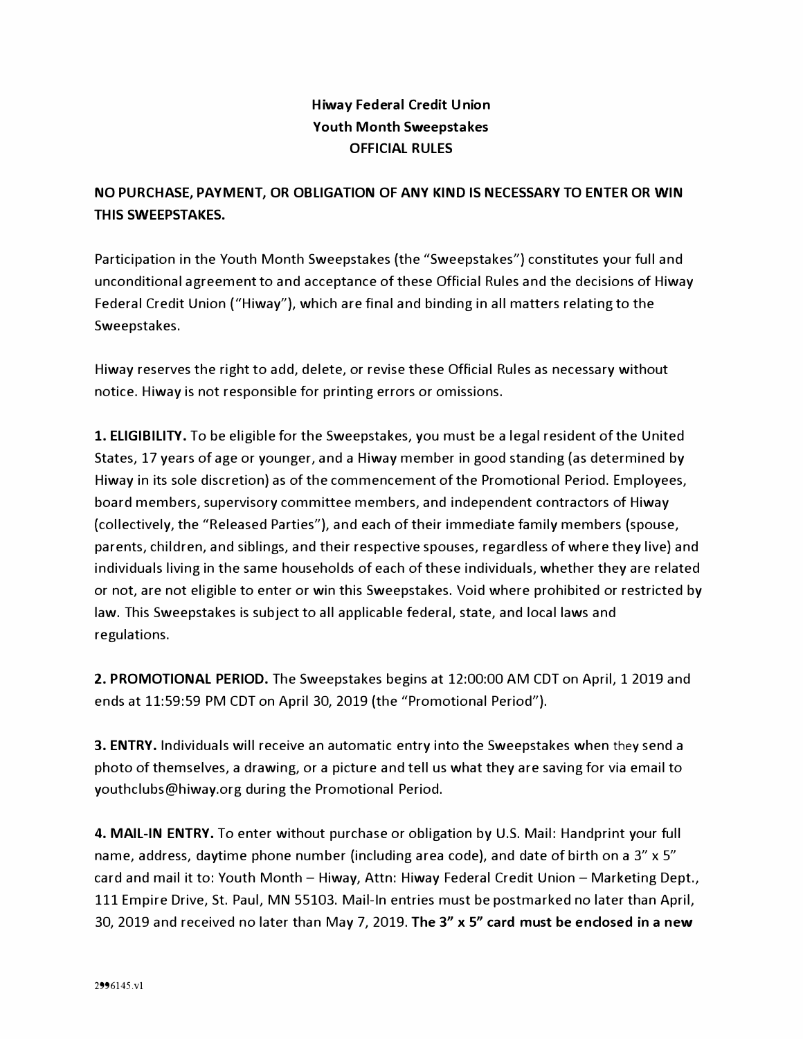**Hiway Federal Credit Union**
**Youth Month Sweepstakes**
**OFFICIAL RULES**

**NO PURCHASE, PAYMENT, OR OBLIGATION OF ANY KIND IS NECESSARY TO ENTER OR WIN THIS SWEEPSTAKES.**

Participation in the Youth Month Sweepstakes (the "Sweepstakes") constitutes your full and unconditional agreement to and acceptance of these Official Rules and the decisions of Hiway Federal Credit Union ("Hiway"), which are final and binding in all matters relating to the Sweepstakes.

Hiway reserves the right to add, delete, or revise these Official Rules as necessary without notice. Hiway is not responsible for printing errors or omissions.

**1. ELIGIBILITY.** To be eligible for the Sweepstakes, you must be a legal resident of the United States, 17 years of age or younger, and a Hiway member in good standing (as determined by Hiway in its sole discretion) as of the commencement of the Promotional Period. Employees, board members, supervisory committee members, and independent contractors of Hiway (collectively, the "Released Parties"), and each of their immediate family members (spouse, parents, children, and siblings, and their respective spouses, regardless of where they live) and individuals living in the same households of each of these individuals, whether they are related or not, are not eligible to enter or win this Sweepstakes. Void where prohibited or restricted by law. This Sweepstakes is subject to all applicable federal, state, and local laws and regulations.

**2. PROMOTIONAL PERIOD.** The Sweepstakes begins at 12:00:00 AM CDT on April, 1 2019 and ends at 11:59:59 PM CDT on April 30, 2019 (the "Promotional Period").

**3. ENTRY.** Individuals will receive an automatic entry into the Sweepstakes when they send a photo of themselves, a drawing, or a picture and tell us what they are saving for via email to youthclubs@hiway.org during the Promotional Period.

**4. MAIL-IN ENTRY.** To enter without purchase or obligation by U.S. Mail: Handprint your full name, address, daytime phone number (including area code), and date of birth on a 3" x 5" card and mail it to: Youth Month – Hiway, Attn: Hiway Federal Credit Union – Marketing Dept., 111 Empire Drive, St. Paul, MN 55103. Mail-In entries must be postmarked no later than April, 30, 2019 and received no later than May 7, 2019. **The 3" x 5" card must be enclosed in a new**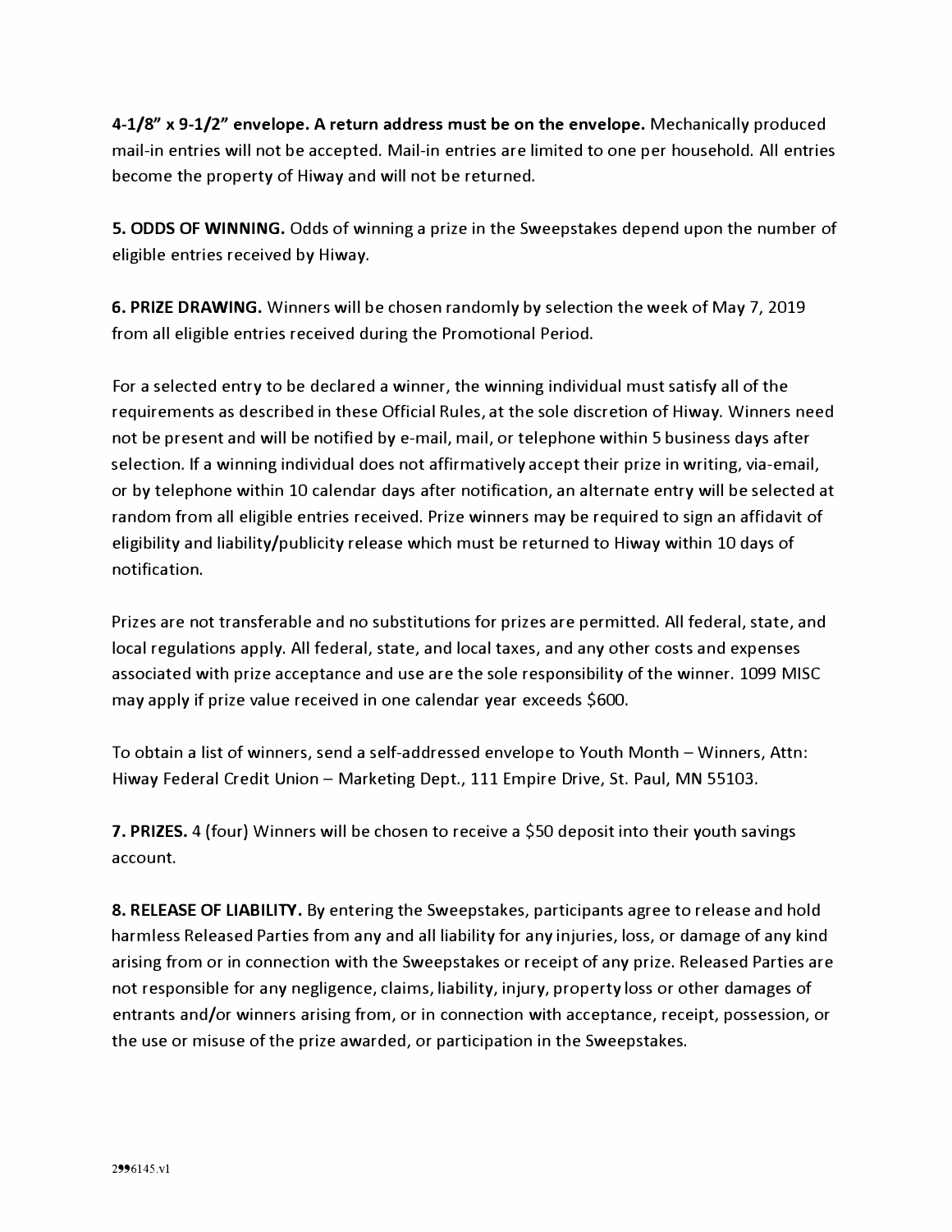**4-1/8" x 9-1/2" envelope. A return address must be on the envelope.** Mechanically produced mail-in entries will not be accepted. Mail-in entries are limited to one per household. All entries become the property of Hiway and will not be returned.

**5. ODDS OF WINNING.** Odds of winning a prize in the Sweepstakes depend upon the number of eligible entries received by Hiway.

**6. PRIZE DRAWING.** Winners will be chosen randomly by selection the week of May 7, 2019 from all eligible entries received during the Promotional Period.

For a selected entry to be declared a winner, the winning individual must satisfy all of the requirements as described in these Official Rules, at the sole discretion of Hiway. Winners need not be present and will be notified by e-mail, mail, or telephone within 5 business days after selection. If a winning individual does not affirmatively accept their prize in writing, via-email, or by telephone within 10 calendar days after notification, an alternate entry will be selected at random from all eligible entries received. Prize winners may be required to sign an affidavit of eligibility and liability/publicity release which must be returned to Hiway within 10 days of notification.

Prizes are not transferable and no substitutions for prizes are permitted. All federal, state, and local regulations apply. All federal, state, and local taxes, and any other costs and expenses associated with prize acceptance and use are the sole responsibility of the winner. 1099 MISC may apply if prize value received in one calendar year exceeds $600.

To obtain a list of winners, send a self-addressed envelope to Youth Month – Winners, Attn: Hiway Federal Credit Union – Marketing Dept., 111 Empire Drive, St. Paul, MN 55103.

**7. PRIZES.** 4 (four) Winners will be chosen to receive a $50 deposit into their youth savings account.

**8. RELEASE OF LIABILITY.** By entering the Sweepstakes, participants agree to release and hold harmless Released Parties from any and all liability for any injuries, loss, or damage of any kind arising from or in connection with the Sweepstakes or receipt of any prize. Released Parties are not responsible for any negligence, claims, liability, injury, property loss or other damages of entrants and/or winners arising from, or in connection with acceptance, receipt, possession, or the use or misuse of the prize awarded, or participation in the Sweepstakes.

2996145.v1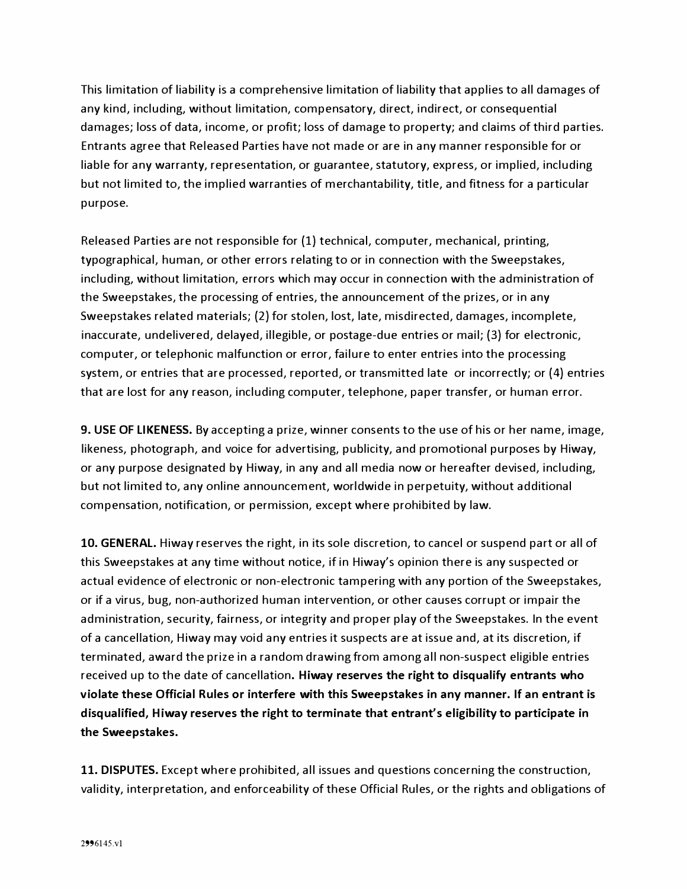This limitation of liability is a comprehensive limitation of liability that applies to all damages of any kind, including, without limitation, compensatory, direct, indirect, or consequential damages; loss of data, income, or profit; loss of damage to property; and claims of third parties. Entrants agree that Released Parties have not made or are in any manner responsible for or liable for any warranty, representation, or guarantee, statutory, express, or implied, including but not limited to, the implied warranties of merchantability, title, and fitness for a particular purpose.

Released Parties are not responsible for (1) technical, computer, mechanical, printing, typographical, human, or other errors relating to or in connection with the Sweepstakes, including, without limitation, errors which may occur in connection with the administration of the Sweepstakes, the processing of entries, the announcement of the prizes, or in any Sweepstakes related materials; (2) for stolen, lost, late, misdirected, damages, incomplete, inaccurate, undelivered, delayed, illegible, or postage-due entries or mail; (3) for electronic, computer, or telephonic malfunction or error, failure to enter entries into the processing system, or entries that are processed, reported, or transmitted late or incorrectly; or (4) entries that are lost for any reason, including computer, telephone, paper transfer, or human error.

**9. USE OF LIKENESS.** By accepting a prize, winner consents to the use of his or her name, image, likeness, photograph, and voice for advertising, publicity, and promotional purposes by Hiway, or any purpose designated by Hiway, in any and all media now or hereafter devised, including, but not limited to, any online announcement, worldwide in perpetuity, without additional compensation, notification, or permission, except where prohibited by law.

**10. GENERAL.** Hiway reserves the right, in its sole discretion, to cancel or suspend part or all of this Sweepstakes at any time without notice, if in Hiway's opinion there is any suspected or actual evidence of electronic or non-electronic tampering with any portion of the Sweepstakes, or if a virus, bug, non-authorized human intervention, or other causes corrupt or impair the administration, security, fairness, or integrity and proper play of the Sweepstakes. In the event of a cancellation, Hiway may void any entries it suspects are at issue and, at its discretion, if terminated, award the prize in a random drawing from among all non-suspect eligible entries received up to the date of cancellation**. Hiway reserves the right to disqualify entrants who violate these Official Rules or interfere with this Sweepstakes in any manner. If an entrant is disqualified, Hiway reserves the right to terminate that entrant's eligibility to participate in the Sweepstakes.**

**11. DISPUTES.** Except where prohibited, all issues and questions concerning the construction, validity, interpretation, and enforceability of these Official Rules, or the rights and obligations of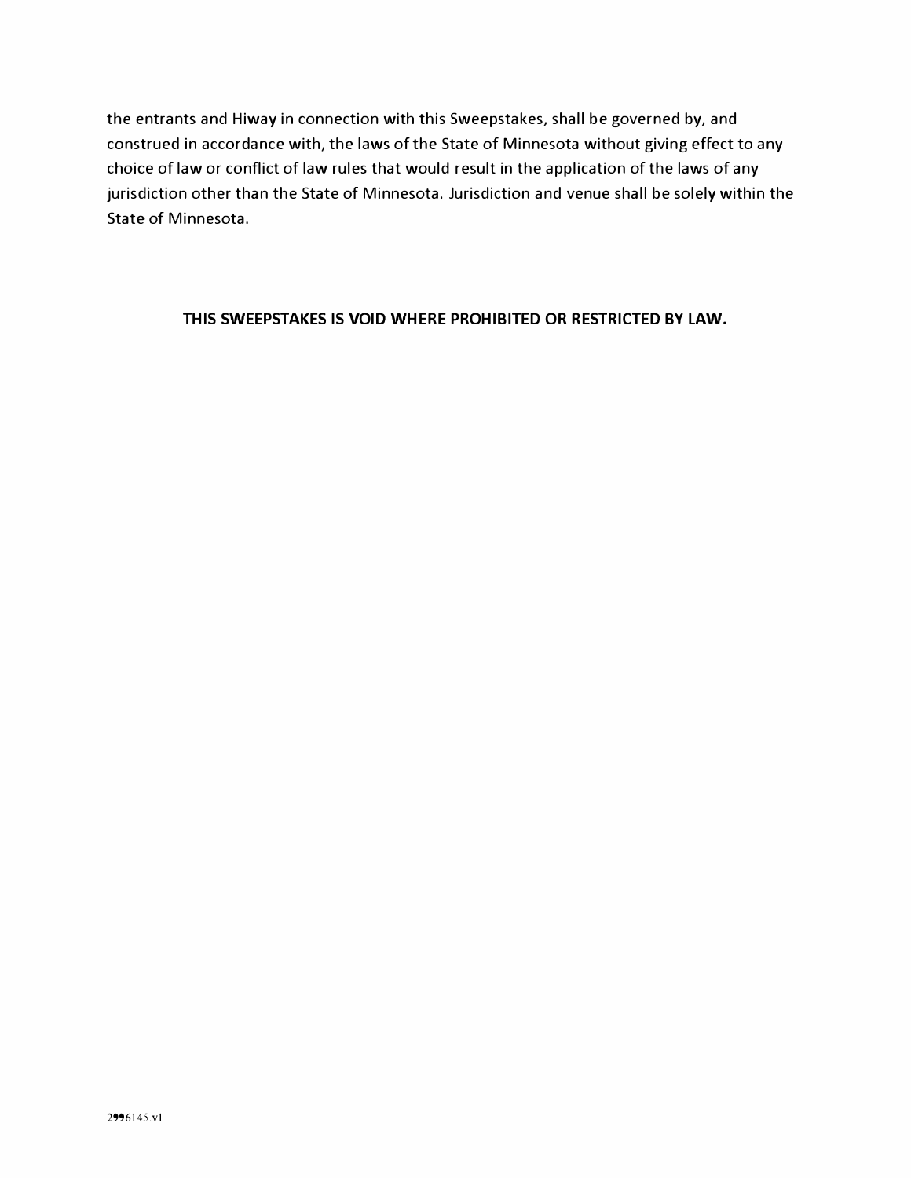the entrants and Hiway in connection with this Sweepstakes, shall be governed by, and construed in accordance with, the laws of the State of Minnesota without giving effect to any choice of law or conflict of law rules that would result in the application of the laws of any jurisdiction other than the State of Minnesota. Jurisdiction and venue shall be solely within the State of Minnesota.

**THIS SWEEPSTAKES IS VOID WHERE PROHIBITED OR RESTRICTED BY LAW.**

2996145.v1